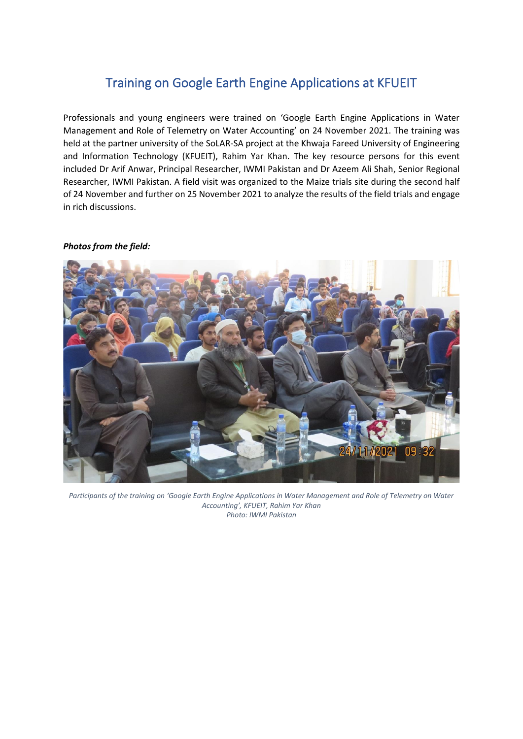# Training on Google Earth Engine Applications at KFUEIT

Professionals and young engineers were trained on 'Google Earth Engine Applications in Water Management and Role of Telemetry on Water Accounting' on 24 November 2021. The training was held at the partner university of the SoLAR-SA project at the Khwaja Fareed University of Engineering and Information Technology (KFUEIT), Rahim Yar Khan. The key resource persons for this event included Dr Arif Anwar, Principal Researcher, IWMI Pakistan and Dr Azeem Ali Shah, Senior Regional Researcher, IWMI Pakistan. A field visit was organized to the Maize trials site during the second half of 24 November and further on 25 November 2021 to analyze the results of the field trials and engage in rich discussions.

***Photos from the field:***

*Participants of the training on 'Google Earth Engine Applications in Water Management and Role of Telemetry on Water Accounting', KFUEIT, Rahim Yar Khan*
*Photo: IWMI Pakistan*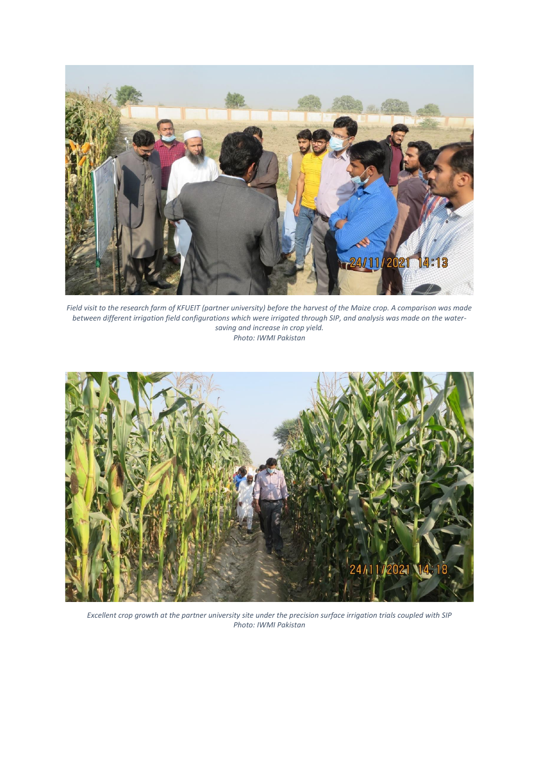*Field visit to the research farm of KFUEIT (partner university) before the harvest of the Maize crop. A comparison was made between different irrigation field configurations which were irrigated through SIP, and analysis was made on the water-saving and increase in crop yield.*
*Photo: IWMI Pakistan*

*Excellent crop growth at the partner university site under the precision surface irrigation trials coupled with SIP*
*Photo: IWMI Pakistan*